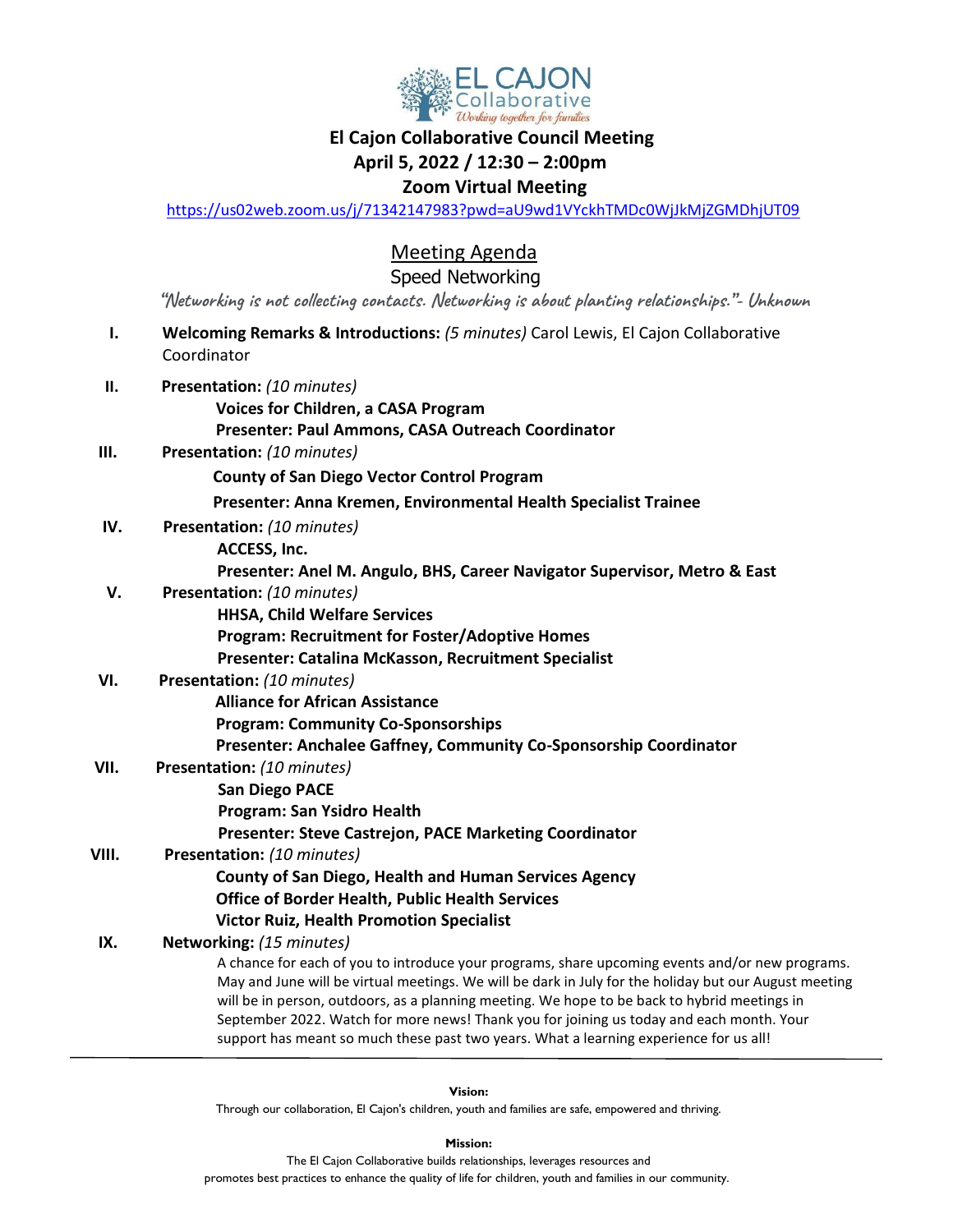# El Cajon Collaborative Council Meeting

## April 5, 2022 / 12:30 – 2:00pm

## Zoom Virtual Meeting

https://us02web.zoom.us/j/71342147983?pwd=aU9wd1VYckhTMDc0WjJkMjZGMDhjUT09

## Meeting Agenda

### Speed Networking

*"Networking is not collecting contacts. Networking is about planting relationships."- Unknown*

I. **Welcoming Remarks & Introductions:** *(5 minutes)* Carol Lewis, El Cajon Collaborative Coordinator

II. **Presentation:** *(10 minutes)*
   **Voices for Children, a CASA Program**
   **Presenter: Paul Ammons, CASA Outreach Coordinator**

III. **Presentation:** *(10 minutes)*
   **County of San Diego Vector Control Program**
   **Presenter: Anna Kremen, Environmental Health Specialist Trainee**

IV. **Presentation:** *(10 minutes)*
   **ACCESS, Inc.**
   **Presenter: Anel M. Angulo, BHS, Career Navigator Supervisor, Metro & East**

V. **Presentation:** *(10 minutes)*
   **HHSA, Child Welfare Services**
   **Program: Recruitment for Foster/Adoptive Homes**
   **Presenter: Catalina McKasson, Recruitment Specialist**

VI. **Presentation:** *(10 minutes)*
   **Alliance for African Assistance**
   **Program: Community Co-Sponsorships**
   **Presenter: Anchalee Gaffney, Community Co-Sponsorship Coordinator**

VII. **Presentation:** *(10 minutes)*
   **San Diego PACE**
   **Program: San Ysidro Health**
   **Presenter: Steve Castrejon, PACE Marketing Coordinator**

VIII. **Presentation:** *(10 minutes)*
   **County of San Diego, Health and Human Services Agency**
   **Office of Border Health, Public Health Services**
   **Victor Ruiz, Health Promotion Specialist**

IX. **Networking:** *(15 minutes)*
   A chance for each of you to introduce your programs, share upcoming events and/or new programs. May and June will be virtual meetings. We will be dark in July for the holiday but our August meeting will be in person, outdoors, as a planning meeting. We hope to be back to hybrid meetings in September 2022. Watch for more news! Thank you for joining us today and each month. Your support has meant so much these past two years. What a learning experience for us all!

---

**Vision:**

Through our collaboration, El Cajon's children, youth and families are safe, empowered and thriving.

**Mission:**

The El Cajon Collaborative builds relationships, leverages resources and promotes best practices to enhance the quality of life for children, youth and families in our community.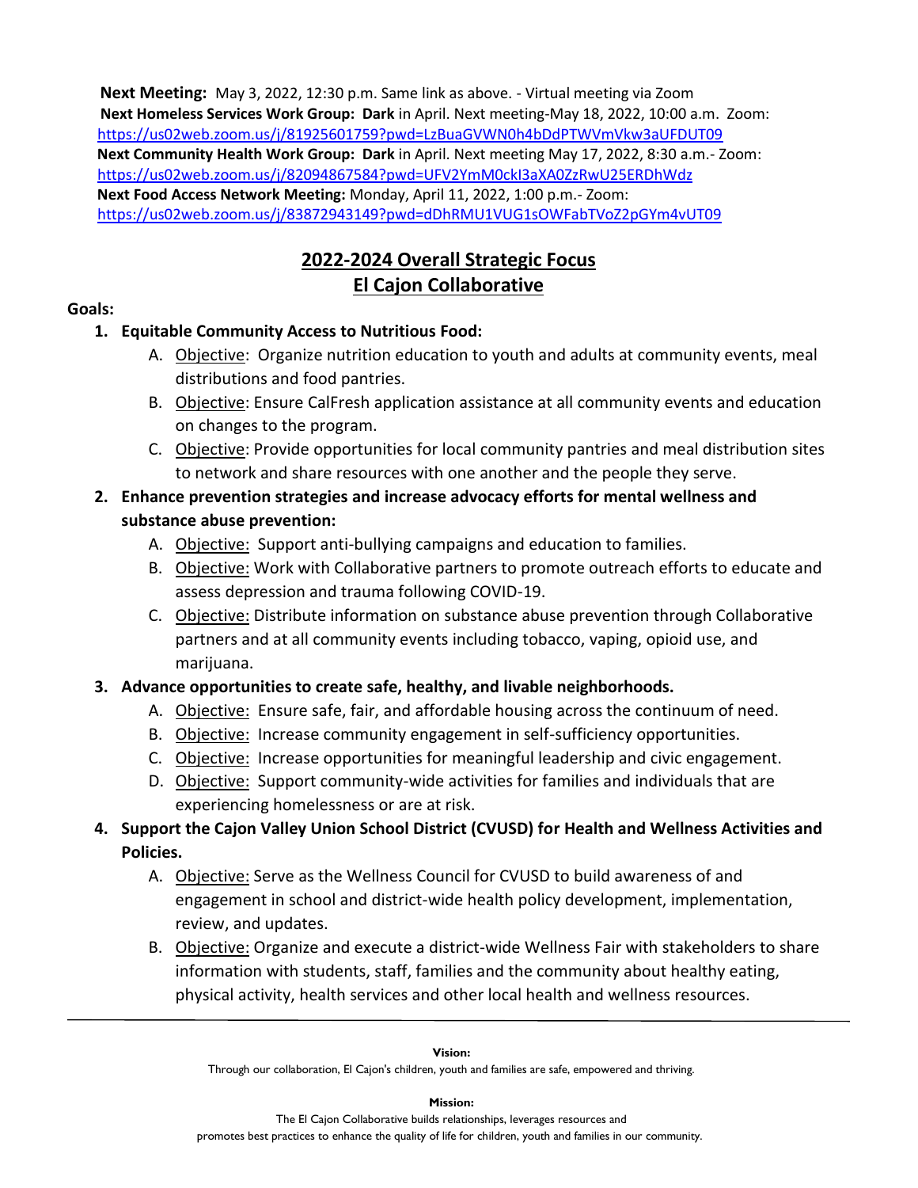**Next Meeting:** May 3, 2022, 12:30 p.m. Same link as above. - Virtual meeting via Zoom

**Next Homeless Services Work Group: Dark** in April. Next meeting-May 18, 2022, 10:00 a.m. Zoom: https://us02web.zoom.us/j/81925601759?pwd=LzBuaGVWN0h4bDdPTWVmVkw3aUFDUT09

**Next Community Health Work Group: Dark** in April. Next meeting May 17, 2022, 8:30 a.m.- Zoom: https://us02web.zoom.us/j/82094867584?pwd=UFV2YmM0ckI3aXA0ZzRwU25ERDhWdz

**Next Food Access Network Meeting:** Monday, April 11, 2022, 1:00 p.m.- Zoom: https://us02web.zoom.us/j/83872943149?pwd=dDhRMU1VUG1sOWFabTVoZ2pGYm4vUT09

## 2022-2024 Overall Strategic Focus
## El Cajon Collaborative

**Goals:**

1. **Equitable Community Access to Nutritious Food:**
   - A. Objective: Organize nutrition education to youth and adults at community events, meal distributions and food pantries.
   - B. Objective: Ensure CalFresh application assistance at all community events and education on changes to the program.
   - C. Objective: Provide opportunities for local community pantries and meal distribution sites to network and share resources with one another and the people they serve.
2. **Enhance prevention strategies and increase advocacy efforts for mental wellness and substance abuse prevention:**
   - A. Objective: Support anti-bullying campaigns and education to families.
   - B. Objective: Work with Collaborative partners to promote outreach efforts to educate and assess depression and trauma following COVID-19.
   - C. Objective: Distribute information on substance abuse prevention through Collaborative partners and at all community events including tobacco, vaping, opioid use, and marijuana.
3. **Advance opportunities to create safe, healthy, and livable neighborhoods.**
   - A. Objective: Ensure safe, fair, and affordable housing across the continuum of need.
   - B. Objective: Increase community engagement in self-sufficiency opportunities.
   - C. Objective: Increase opportunities for meaningful leadership and civic engagement.
   - D. Objective: Support community-wide activities for families and individuals that are experiencing homelessness or are at risk.
4. **Support the Cajon Valley Union School District (CVUSD) for Health and Wellness Activities and Policies.**
   - A. Objective: Serve as the Wellness Council for CVUSD to build awareness of and engagement in school and district-wide health policy development, implementation, review, and updates.
   - B. Objective: Organize and execute a district-wide Wellness Fair with stakeholders to share information with students, staff, families and the community about healthy eating, physical activity, health services and other local health and wellness resources.

---

**Vision:**

Through our collaboration, El Cajon's children, youth and families are safe, empowered and thriving.

**Mission:**

The El Cajon Collaborative builds relationships, leverages resources and promotes best practices to enhance the quality of life for children, youth and families in our community.